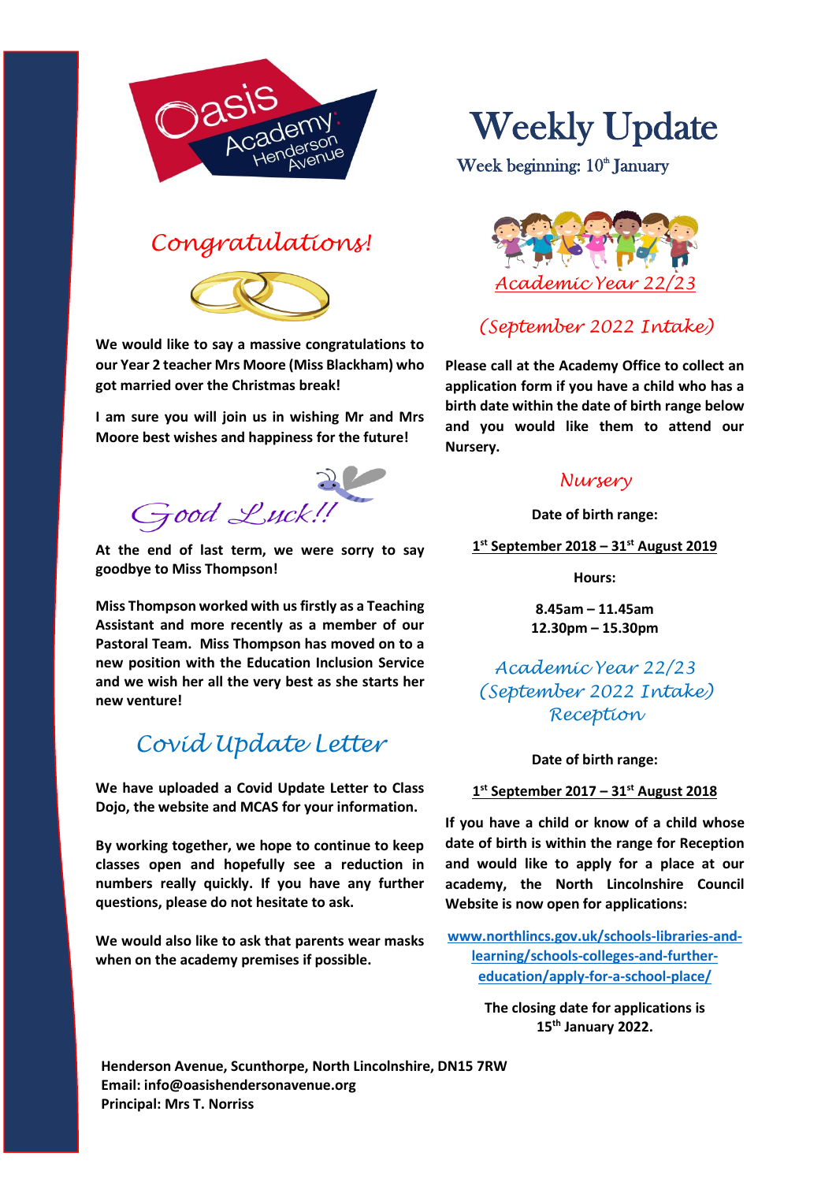# Weekly Update

Week beginning: 10th January

## Congratulations!

**We would like to say a massive congratulations to our Year 2 teacher Mrs Moore (Miss Blackham) who got married over the Christmas break!**

**I am sure you will join us in wishing Mr and Mrs Moore best wishes and happiness for the future!**

## Good Luck!!

**At the end of last term, we were sorry to say goodbye to Miss Thompson!**

**Miss Thompson worked with us firstly as a Teaching Assistant and more recently as a member of our Pastoral Team. Miss Thompson has moved on to a new position with the Education Inclusion Service and we wish her all the very best as she starts her new venture!**

## Covid Update Letter

**We have uploaded a Covid Update Letter to Class Dojo, the website and MCAS for your information.**

**By working together, we hope to continue to keep classes open and hopefully see a reduction in numbers really quickly. If you have any further questions, please do not hesitate to ask.**

**We would also like to ask that parents wear masks when on the academy premises if possible.**

## Academic Year 22/23

## (September 2022 Intake)

**Please call at the Academy Office to collect an application form if you have a child who has a birth date within the date of birth range below and you would like them to attend our Nursery.**

### Nursery

**Date of birth range:**

**1st September 2018 – 31st August 2019**

**Hours:**

**8.45am – 11.45am**
**12.30pm – 15.30pm**

## Academic Year 22/23 (September 2022 Intake) Reception

**Date of birth range:**

**1st September 2017 – 31st August 2018**

**If you have a child or know of a child whose date of birth is within the range for Reception and would like to apply for a place at our academy, the North Lincolnshire Council Website is now open for applications:**

**www.northlincs.gov.uk/schools-libraries-and-learning/schools-colleges-and-further-education/apply-for-a-school-place/**

**The closing date for applications is 15th January 2022.**

**Henderson Avenue, Scunthorpe, North Lincolnshire, DN15 7RW**
**Email: info@oasishendersonavenue.org**
**Principal: Mrs T. Norriss**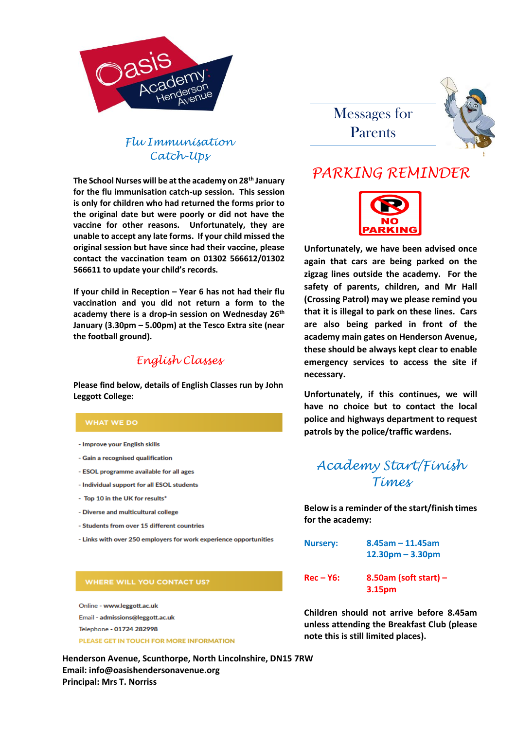## Flu Immunisation Catch-Ups

**The School Nurses will be at the academy on 28th January for the flu immunisation catch-up session. This session is only for children who had returned the forms prior to the original date but were poorly or did not have the vaccine for other reasons. Unfortunately, they are unable to accept any late forms. If your child missed the original session but have since had their vaccine, please contact the vaccination team on 01302 566612/01302 566611 to update your child's records.**

**If your child in Reception – Year 6 has not had their flu vaccination and you did not return a form to the academy there is a drop-in session on Wednesday 26th January (3.30pm – 5.00pm) at the Tesco Extra site (near the football ground).**

## English Classes

**Please find below, details of English Classes run by John Leggott College:**

**WHAT WE DO**

- Improve your English skills
- Gain a recognised qualification
- ESOL programme available for all ages
- Individual support for all ESOL students
- Top 10 in the UK for results*
- Diverse and multicultural college
- Students from over 15 different countries
- Links with over 250 employers for work experience opportunities

**WHERE WILL YOU CONTACT US?**

Online - **www.leggott.ac.uk**
Email - **admissions@leggott.ac.uk**
Telephone - **01724 282998**
PLEASE GET IN TOUCH FOR MORE INFORMATION

# Messages for Parents

## PARKING REMINDER

NO PARKING

**Unfortunately, we have been advised once again that cars are being parked on the zigzag lines outside the academy. For the safety of parents, children, and Mr Hall (Crossing Patrol) may we please remind you that it is illegal to park on these lines. Cars are also being parked in front of the academy main gates on Henderson Avenue, these should be always kept clear to enable emergency services to access the site if necessary.**

**Unfortunately, if this continues, we will have no choice but to contact the local police and highways department to request patrols by the police/traffic wardens.**

## Academy Start/Finish Times

**Below is a reminder of the start/finish times for the academy:**

| | |
|---|---|
| **Nursery:** | **8.45am – 11.45am** **12.30pm – 3.30pm** |
| **Rec – Y6:** | **8.50am (soft start) – 3.15pm** |

**Children should not arrive before 8.45am unless attending the Breakfast Club (please note this is still limited places).**

**Henderson Avenue, Scunthorpe, North Lincolnshire, DN15 7RW**
**Email: info@oasishendersonavenue.org**
**Principal: Mrs T. Norriss**